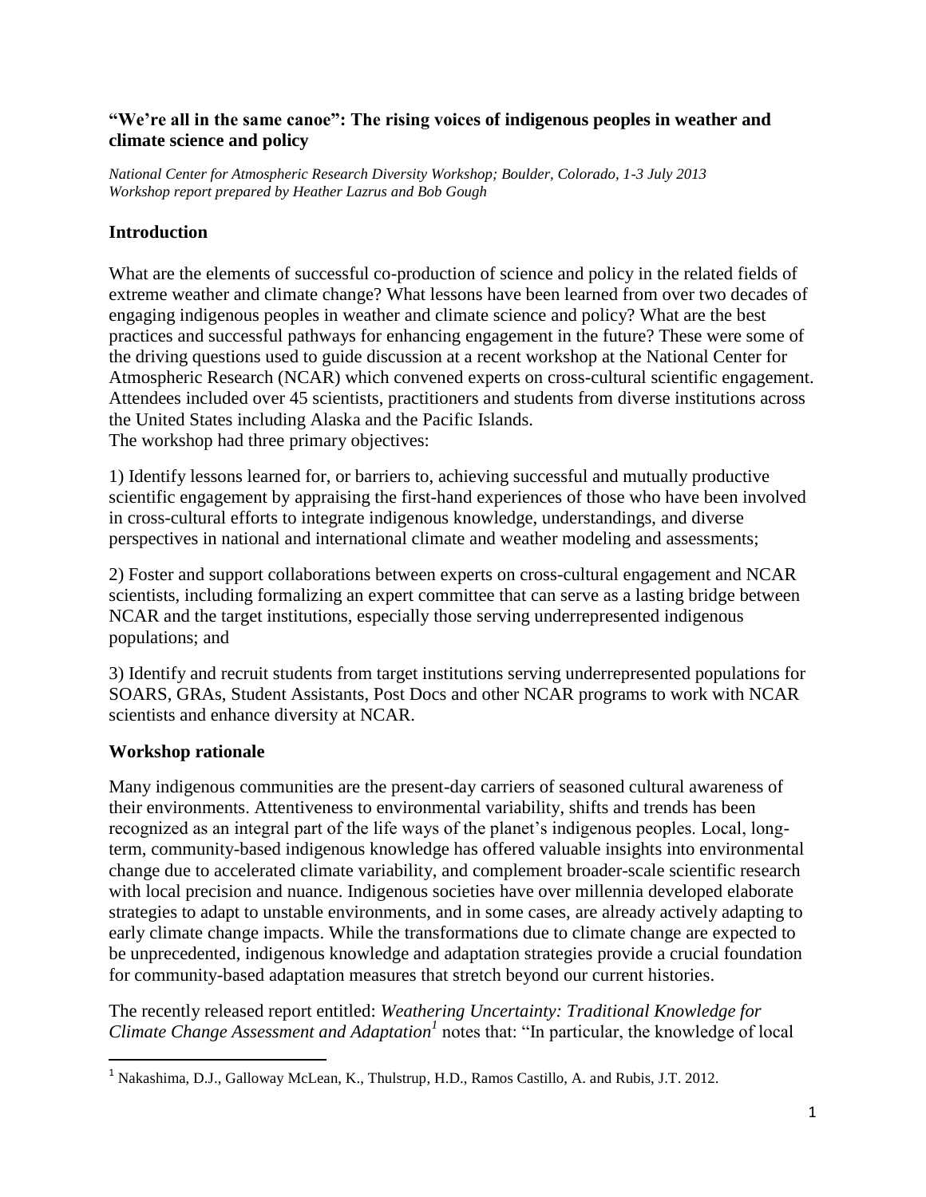# "We're all in the same canoe": The rising voices of indigenous peoples in weather and climate science and policy

*National Center for Atmospheric Research Diversity Workshop; Boulder, Colorado, 1-3 July 2013*
*Workshop report prepared by Heather Lazrus and Bob Gough*

## Introduction

What are the elements of successful co-production of science and policy in the related fields of extreme weather and climate change? What lessons have been learned from over two decades of engaging indigenous peoples in weather and climate science and policy? What are the best practices and successful pathways for enhancing engagement in the future? These were some of the driving questions used to guide discussion at a recent workshop at the National Center for Atmospheric Research (NCAR) which convened experts on cross-cultural scientific engagement. Attendees included over 45 scientists, practitioners and students from diverse institutions across the United States including Alaska and the Pacific Islands.
The workshop had three primary objectives:

1) Identify lessons learned for, or barriers to, achieving successful and mutually productive scientific engagement by appraising the first-hand experiences of those who have been involved in cross-cultural efforts to integrate indigenous knowledge, understandings, and diverse perspectives in national and international climate and weather modeling and assessments;

2) Foster and support collaborations between experts on cross-cultural engagement and NCAR scientists, including formalizing an expert committee that can serve as a lasting bridge between NCAR and the target institutions, especially those serving underrepresented indigenous populations; and

3) Identify and recruit students from target institutions serving underrepresented populations for SOARS, GRAs, Student Assistants, Post Docs and other NCAR programs to work with NCAR scientists and enhance diversity at NCAR.

## Workshop rationale

Many indigenous communities are the present-day carriers of seasoned cultural awareness of their environments. Attentiveness to environmental variability, shifts and trends has been recognized as an integral part of the life ways of the planet's indigenous peoples. Local, long-term, community-based indigenous knowledge has offered valuable insights into environmental change due to accelerated climate variability, and complement broader-scale scientific research with local precision and nuance. Indigenous societies have over millennia developed elaborate strategies to adapt to unstable environments, and in some cases, are already actively adapting to early climate change impacts. While the transformations due to climate change are expected to be unprecedented, indigenous knowledge and adaptation strategies provide a crucial foundation for community-based adaptation measures that stretch beyond our current histories.

The recently released report entitled: *Weathering Uncertainty: Traditional Knowledge for Climate Change Assessment and Adaptation*[1] notes that: "In particular, the knowledge of local

[1] Nakashima, D.J., Galloway McLean, K., Thulstrup, H.D., Ramos Castillo, A. and Rubis, J.T. 2012.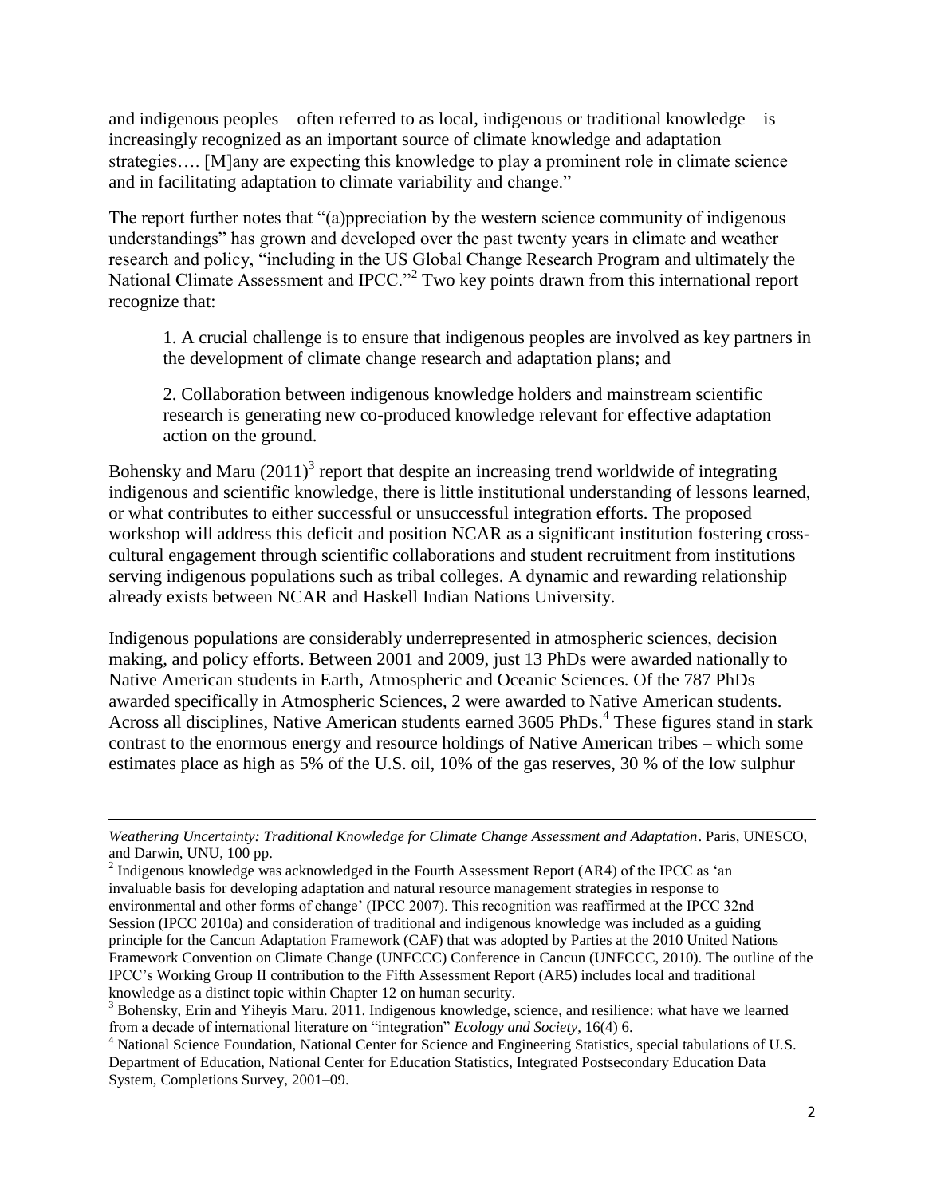and indigenous peoples – often referred to as local, indigenous or traditional knowledge – is increasingly recognized as an important source of climate knowledge and adaptation strategies…. [M]any are expecting this knowledge to play a prominent role in climate science and in facilitating adaptation to climate variability and change."

The report further notes that "(a)ppreciation by the western science community of indigenous understandings" has grown and developed over the past twenty years in climate and weather research and policy, "including in the US Global Change Research Program and ultimately the National Climate Assessment and IPCC."[2] Two key points drawn from this international report recognize that:

> 1. A crucial challenge is to ensure that indigenous peoples are involved as key partners in the development of climate change research and adaptation plans; and
>
> 2. Collaboration between indigenous knowledge holders and mainstream scientific research is generating new co-produced knowledge relevant for effective adaptation action on the ground.

Bohensky and Maru (2011)[3] report that despite an increasing trend worldwide of integrating indigenous and scientific knowledge, there is little institutional understanding of lessons learned, or what contributes to either successful or unsuccessful integration efforts. The proposed workshop will address this deficit and position NCAR as a significant institution fostering cross-cultural engagement through scientific collaborations and student recruitment from institutions serving indigenous populations such as tribal colleges. A dynamic and rewarding relationship already exists between NCAR and Haskell Indian Nations University.

Indigenous populations are considerably underrepresented in atmospheric sciences, decision making, and policy efforts. Between 2001 and 2009, just 13 PhDs were awarded nationally to Native American students in Earth, Atmospheric and Oceanic Sciences. Of the 787 PhDs awarded specifically in Atmospheric Sciences, 2 were awarded to Native American students. Across all disciplines, Native American students earned 3605 PhDs.[4] These figures stand in stark contrast to the enormous energy and resource holdings of Native American tribes – which some estimates place as high as 5% of the U.S. oil, 10% of the gas reserves, 30 % of the low sulphur

---

*Weathering Uncertainty: Traditional Knowledge for Climate Change Assessment and Adaptation*. Paris, UNESCO, and Darwin, UNU, 100 pp.

[2] Indigenous knowledge was acknowledged in the Fourth Assessment Report (AR4) of the IPCC as 'an invaluable basis for developing adaptation and natural resource management strategies in response to environmental and other forms of change' (IPCC 2007). This recognition was reaffirmed at the IPCC 32nd Session (IPCC 2010a) and consideration of traditional and indigenous knowledge was included as a guiding principle for the Cancun Adaptation Framework (CAF) that was adopted by Parties at the 2010 United Nations Framework Convention on Climate Change (UNFCCC) Conference in Cancun (UNFCCC, 2010). The outline of the IPCC's Working Group II contribution to the Fifth Assessment Report (AR5) includes local and traditional knowledge as a distinct topic within Chapter 12 on human security.

[3] Bohensky, Erin and Yiheyis Maru. 2011. Indigenous knowledge, science, and resilience: what have we learned from a decade of international literature on "integration" *Ecology and Society*, 16(4) 6.

[4] National Science Foundation, National Center for Science and Engineering Statistics, special tabulations of U.S. Department of Education, National Center for Education Statistics, Integrated Postsecondary Education Data System, Completions Survey, 2001–09.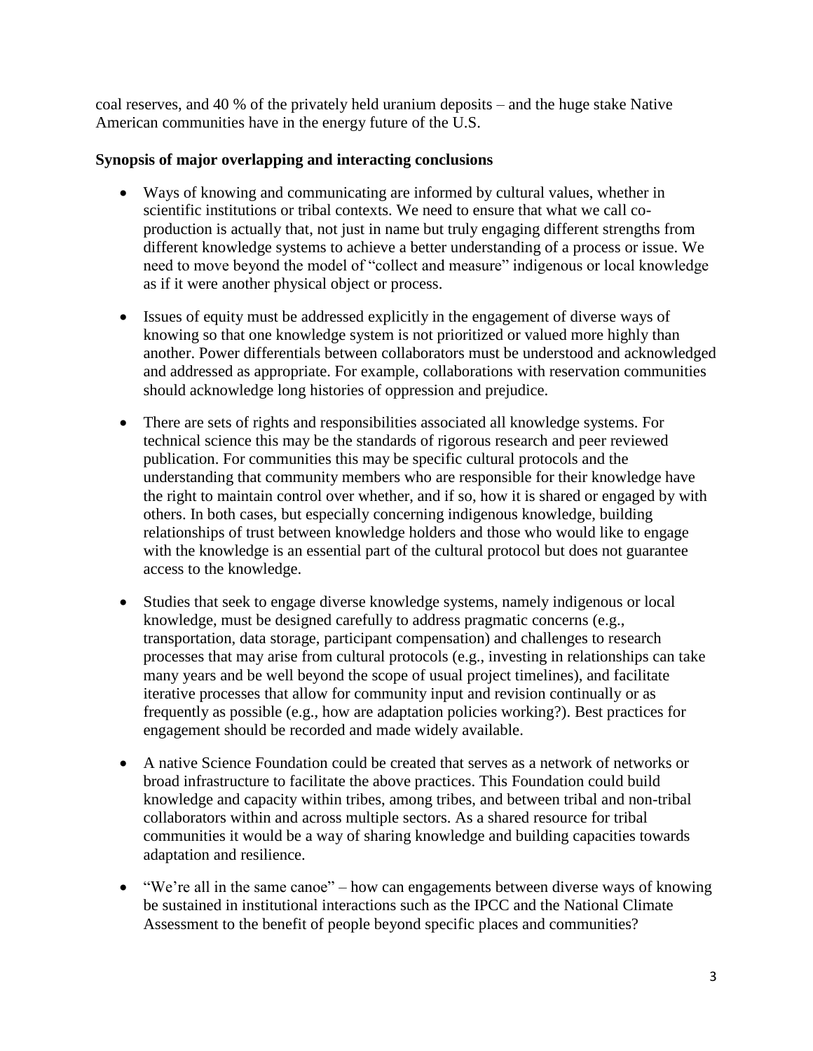coal reserves, and 40 % of the privately held uranium deposits – and the huge stake Native American communities have in the energy future of the U.S.

**Synopsis of major overlapping and interacting conclusions**

- Ways of knowing and communicating are informed by cultural values, whether in scientific institutions or tribal contexts. We need to ensure that what we call co-production is actually that, not just in name but truly engaging different strengths from different knowledge systems to achieve a better understanding of a process or issue. We need to move beyond the model of "collect and measure" indigenous or local knowledge as if it were another physical object or process.

- Issues of equity must be addressed explicitly in the engagement of diverse ways of knowing so that one knowledge system is not prioritized or valued more highly than another. Power differentials between collaborators must be understood and acknowledged and addressed as appropriate. For example, collaborations with reservation communities should acknowledge long histories of oppression and prejudice.

- There are sets of rights and responsibilities associated all knowledge systems. For technical science this may be the standards of rigorous research and peer reviewed publication. For communities this may be specific cultural protocols and the understanding that community members who are responsible for their knowledge have the right to maintain control over whether, and if so, how it is shared or engaged by with others. In both cases, but especially concerning indigenous knowledge, building relationships of trust between knowledge holders and those who would like to engage with the knowledge is an essential part of the cultural protocol but does not guarantee access to the knowledge.

- Studies that seek to engage diverse knowledge systems, namely indigenous or local knowledge, must be designed carefully to address pragmatic concerns (e.g., transportation, data storage, participant compensation) and challenges to research processes that may arise from cultural protocols (e.g., investing in relationships can take many years and be well beyond the scope of usual project timelines), and facilitate iterative processes that allow for community input and revision continually or as frequently as possible (e.g., how are adaptation policies working?). Best practices for engagement should be recorded and made widely available.

- A native Science Foundation could be created that serves as a network of networks or broad infrastructure to facilitate the above practices. This Foundation could build knowledge and capacity within tribes, among tribes, and between tribal and non-tribal collaborators within and across multiple sectors. As a shared resource for tribal communities it would be a way of sharing knowledge and building capacities towards adaptation and resilience.

- "We're all in the same canoe" – how can engagements between diverse ways of knowing be sustained in institutional interactions such as the IPCC and the National Climate Assessment to the benefit of people beyond specific places and communities?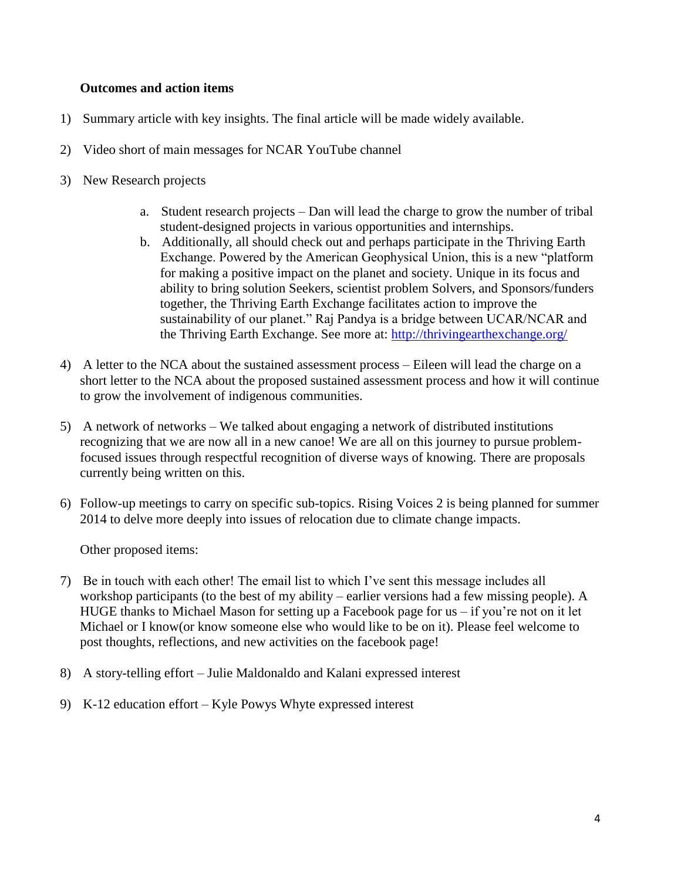**Outcomes and action items**

1) Summary article with key insights. The final article will be made widely available.

2) Video short of main messages for NCAR YouTube channel

3) New Research projects

   a. Student research projects – Dan will lead the charge to grow the number of tribal student-designed projects in various opportunities and internships.

   b. Additionally, all should check out and perhaps participate in the Thriving Earth Exchange. Powered by the American Geophysical Union, this is a new "platform for making a positive impact on the planet and society. Unique in its focus and ability to bring solution Seekers, scientist problem Solvers, and Sponsors/funders together, the Thriving Earth Exchange facilitates action to improve the sustainability of our planet." Raj Pandya is a bridge between UCAR/NCAR and the Thriving Earth Exchange. See more at: http://thrivingearthexchange.org/

4) A letter to the NCA about the sustained assessment process – Eileen will lead the charge on a short letter to the NCA about the proposed sustained assessment process and how it will continue to grow the involvement of indigenous communities.

5) A network of networks – We talked about engaging a network of distributed institutions recognizing that we are now all in a new canoe! We are all on this journey to pursue problem-focused issues through respectful recognition of diverse ways of knowing. There are proposals currently being written on this.

6) Follow-up meetings to carry on specific sub-topics. Rising Voices 2 is being planned for summer 2014 to delve more deeply into issues of relocation due to climate change impacts.

Other proposed items:

7) Be in touch with each other! The email list to which I've sent this message includes all workshop participants (to the best of my ability – earlier versions had a few missing people). A HUGE thanks to Michael Mason for setting up a Facebook page for us – if you're not on it let Michael or I know(or know someone else who would like to be on it). Please feel welcome to post thoughts, reflections, and new activities on the facebook page!

8) A story-telling effort – Julie Maldonaldo and Kalani expressed interest

9) K-12 education effort – Kyle Powys Whyte expressed interest